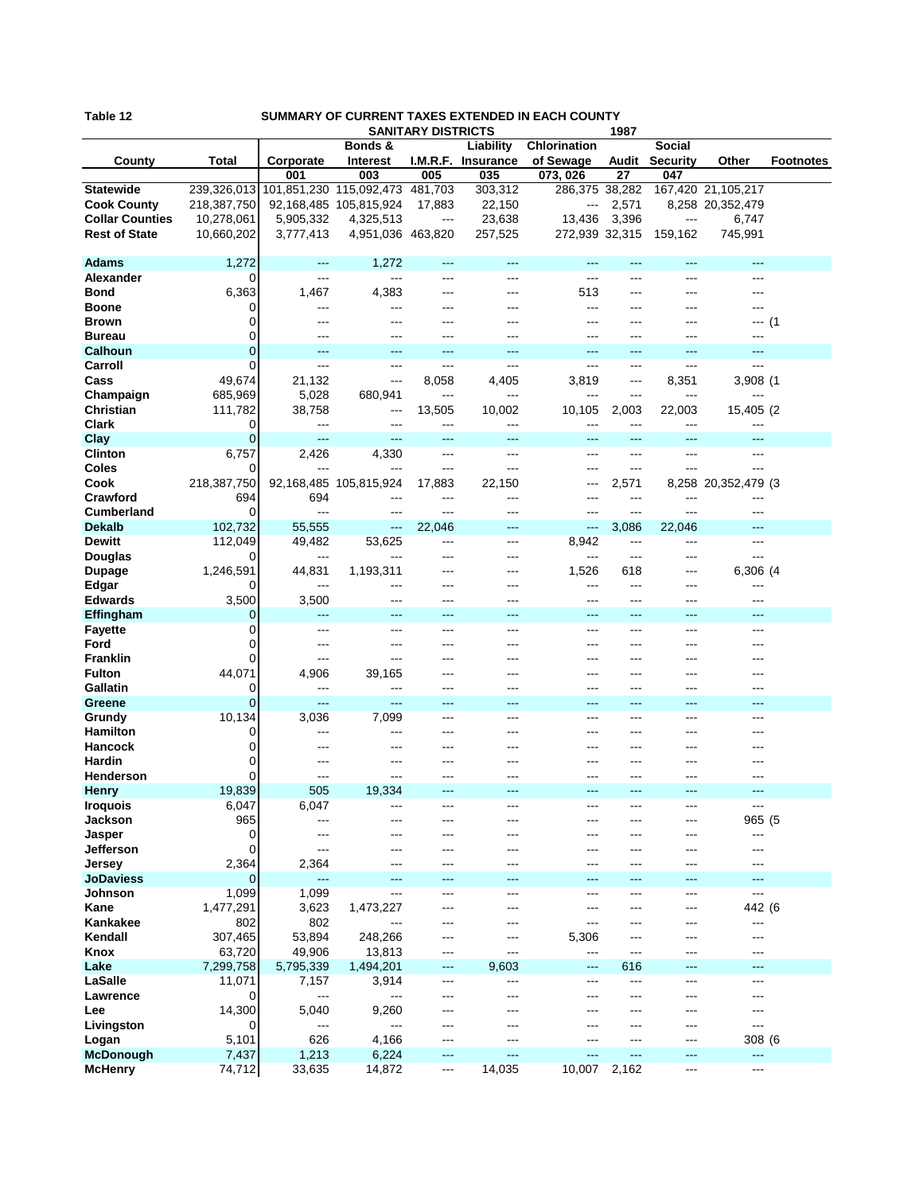**Table 12** SUMMARY OF CURRENT TAXES EXTENDED IN EACH COUNTY

SANITARY DISTRICTS 1987

| County | Total | Corporate | Bonds & Interest | I.M.R.F. | Liability Insurance | Chlorination of Sewage | Audit | Social Security | Other | Footnotes |
|---|---|---|---|---|---|---|---|---|---|---|
| | | 001 | 003 | 005 | 035 | 073, 026 | 27 | 047 | | |
| **Statewide** | 239,326,013 | 101,851,230 | 115,092,473 | 481,703 | 303,312 | 286,375 | 38,282 | 167,420 | 21,105,217 | |
| **Cook County** | 218,387,750 | 92,168,485 | 105,815,924 | 17,883 | 22,150 | --- | 2,571 | 8,258 | 20,352,479 | |
| **Collar Counties** | 10,278,061 | 5,905,332 | 4,325,513 | --- | 23,638 | 13,436 | 3,396 | --- | 6,747 | |
| **Rest of State** | 10,660,202 | 3,777,413 | 4,951,036 | 463,820 | 257,525 | 272,939 | 32,315 | 159,162 | 745,991 | |
| **Adams** | 1,272 | --- | 1,272 | --- | --- | --- | --- | --- | --- | |
| **Alexander** | 0 | --- | --- | --- | --- | --- | --- | --- | --- | |
| **Bond** | 6,363 | 1,467 | 4,383 | --- | --- | 513 | --- | --- | --- | |
| **Boone** | 0 | --- | --- | --- | --- | --- | --- | --- | --- | |
| **Brown** | 0 | --- | --- | --- | --- | --- | --- | --- | --- | (1 |
| **Bureau** | 0 | --- | --- | --- | --- | --- | --- | --- | --- | |
| **Calhoun** | 0 | --- | --- | --- | --- | --- | --- | --- | --- | |
| **Carroll** | 0 | --- | --- | --- | --- | --- | --- | --- | --- | |
| **Cass** | 49,674 | 21,132 | --- | 8,058 | 4,405 | 3,819 | --- | 8,351 | 3,908 | (1 |
| **Champaign** | 685,969 | 5,028 | 680,941 | --- | --- | --- | --- | --- | --- | |
| **Christian** | 111,782 | 38,758 | --- | 13,505 | 10,002 | 10,105 | 2,003 | 22,003 | 15,405 | (2 |
| **Clark** | 0 | --- | --- | --- | --- | --- | --- | --- | --- | |
| **Clay** | 0 | --- | --- | --- | --- | --- | --- | --- | --- | |
| **Clinton** | 6,757 | 2,426 | 4,330 | --- | --- | --- | --- | --- | --- | |
| **Coles** | 0 | --- | --- | --- | --- | --- | --- | --- | --- | |
| **Cook** | 218,387,750 | 92,168,485 | 105,815,924 | 17,883 | 22,150 | --- | 2,571 | 8,258 | 20,352,479 | (3 |
| **Crawford** | 694 | 694 | --- | --- | --- | --- | --- | --- | --- | |
| **Cumberland** | 0 | --- | --- | --- | --- | --- | --- | --- | --- | |
| **Dekalb** | 102,732 | 55,555 | --- | 22,046 | --- | --- | 3,086 | 22,046 | --- | |
| **Dewitt** | 112,049 | 49,482 | 53,625 | --- | --- | 8,942 | --- | --- | --- | |
| **Douglas** | 0 | --- | --- | --- | --- | --- | --- | --- | --- | |
| **Dupage** | 1,246,591 | 44,831 | 1,193,311 | --- | --- | 1,526 | 618 | --- | 6,306 | (4 |
| **Edgar** | 0 | --- | --- | --- | --- | --- | --- | --- | --- | |
| **Edwards** | 3,500 | 3,500 | --- | --- | --- | --- | --- | --- | --- | |
| **Effingham** | 0 | --- | --- | --- | --- | --- | --- | --- | --- | |
| **Fayette** | 0 | --- | --- | --- | --- | --- | --- | --- | --- | |
| **Ford** | 0 | --- | --- | --- | --- | --- | --- | --- | --- | |
| **Franklin** | 0 | --- | --- | --- | --- | --- | --- | --- | --- | |
| **Fulton** | 44,071 | 4,906 | 39,165 | --- | --- | --- | --- | --- | --- | |
| **Gallatin** | 0 | --- | --- | --- | --- | --- | --- | --- | --- | |
| **Greene** | 0 | --- | --- | --- | --- | --- | --- | --- | --- | |
| **Grundy** | 10,134 | 3,036 | 7,099 | --- | --- | --- | --- | --- | --- | |
| **Hamilton** | 0 | --- | --- | --- | --- | --- | --- | --- | --- | |
| **Hancock** | 0 | --- | --- | --- | --- | --- | --- | --- | --- | |
| **Hardin** | 0 | --- | --- | --- | --- | --- | --- | --- | --- | |
| **Henderson** | 0 | --- | --- | --- | --- | --- | --- | --- | --- | |
| **Henry** | 19,839 | 505 | 19,334 | --- | --- | --- | --- | --- | --- | |
| **Iroquois** | 6,047 | 6,047 | --- | --- | --- | --- | --- | --- | --- | |
| **Jackson** | 965 | --- | --- | --- | --- | --- | --- | --- | 965 | (5 |
| **Jasper** | 0 | --- | --- | --- | --- | --- | --- | --- | --- | |
| **Jefferson** | 0 | --- | --- | --- | --- | --- | --- | --- | --- | |
| **Jersey** | 2,364 | 2,364 | --- | --- | --- | --- | --- | --- | --- | |
| **JoDaviess** | 0 | --- | --- | --- | --- | --- | --- | --- | --- | |
| **Johnson** | 1,099 | 1,099 | --- | --- | --- | --- | --- | --- | --- | |
| **Kane** | 1,477,291 | 3,623 | 1,473,227 | --- | --- | --- | --- | --- | 442 | (6 |
| **Kankakee** | 802 | 802 | --- | --- | --- | --- | --- | --- | --- | |
| **Kendall** | 307,465 | 53,894 | 248,266 | --- | --- | 5,306 | --- | --- | --- | |
| **Knox** | 63,720 | 49,906 | 13,813 | --- | --- | --- | --- | --- | --- | |
| **Lake** | 7,299,758 | 5,795,339 | 1,494,201 | --- | 9,603 | --- | 616 | --- | --- | |
| **LaSalle** | 11,071 | 7,157 | 3,914 | --- | --- | --- | --- | --- | --- | |
| **Lawrence** | 0 | --- | --- | --- | --- | --- | --- | --- | --- | |
| **Lee** | 14,300 | 5,040 | 9,260 | --- | --- | --- | --- | --- | --- | |
| **Livingston** | 0 | --- | --- | --- | --- | --- | --- | --- | --- | |
| **Logan** | 5,101 | 626 | 4,166 | --- | --- | --- | --- | --- | 308 | (6 |
| **McDonough** | 7,437 | 1,213 | 6,224 | --- | --- | --- | --- | --- | --- | |
| **McHenry** | 74,712 | 33,635 | 14,872 | --- | 14,035 | 10,007 | 2,162 | --- | --- | |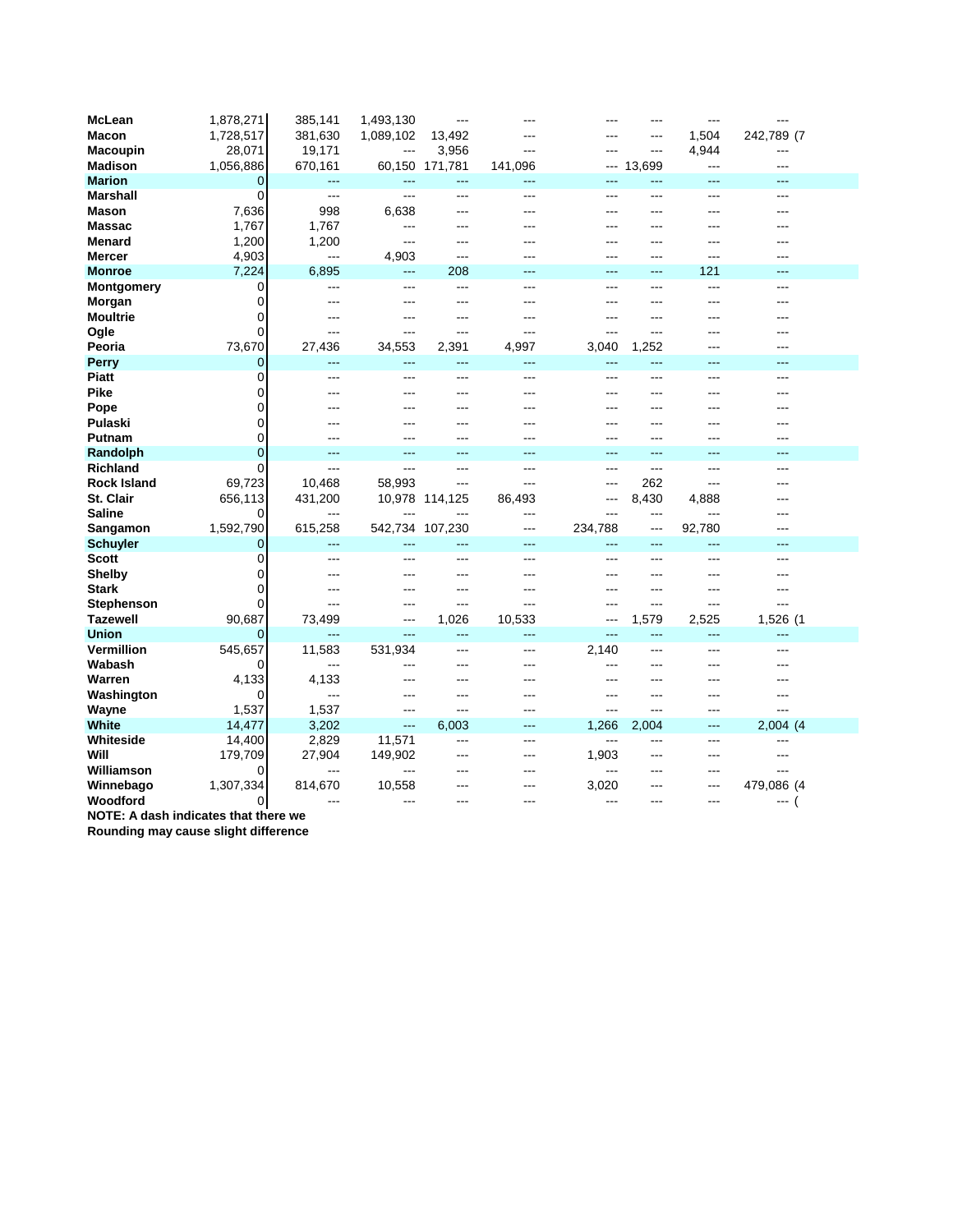| | | | | | | | | | | |
|---|---|---|---|---|---|---|---|---|---|---|
| **McLean** | 1,878,271 | 385,141 | 1,493,130 | --- | --- | --- | --- | --- | --- | |
| **Macon** | 1,728,517 | 381,630 | 1,089,102 | 13,492 | --- | --- | --- | 1,504 | 242,789 | (7 |
| **Macoupin** | 28,071 | 19,171 | --- | 3,956 | --- | --- | --- | 4,944 | --- | |
| **Madison** | 1,056,886 | 670,161 | 60,150 | 171,781 | 141,096 | --- | 13,699 | --- | --- | |
| **Marion** | 0 | --- | --- | --- | --- | --- | --- | --- | --- | |
| **Marshall** | 0 | --- | --- | --- | --- | --- | --- | --- | --- | |
| **Mason** | 7,636 | 998 | 6,638 | --- | --- | --- | --- | --- | --- | |
| **Massac** | 1,767 | 1,767 | --- | --- | --- | --- | --- | --- | --- | |
| **Menard** | 1,200 | 1,200 | --- | --- | --- | --- | --- | --- | --- | |
| **Mercer** | 4,903 | --- | 4,903 | --- | --- | --- | --- | --- | --- | |
| **Monroe** | 7,224 | 6,895 | --- | 208 | --- | --- | --- | 121 | --- | |
| **Montgomery** | 0 | --- | --- | --- | --- | --- | --- | --- | --- | |
| **Morgan** | 0 | --- | --- | --- | --- | --- | --- | --- | --- | |
| **Moultrie** | 0 | --- | --- | --- | --- | --- | --- | --- | --- | |
| **Ogle** | 0 | --- | --- | --- | --- | --- | --- | --- | --- | |
| **Peoria** | 73,670 | 27,436 | 34,553 | 2,391 | 4,997 | 3,040 | 1,252 | --- | --- | |
| **Perry** | 0 | --- | --- | --- | --- | --- | --- | --- | --- | |
| **Piatt** | 0 | --- | --- | --- | --- | --- | --- | --- | --- | |
| **Pike** | 0 | --- | --- | --- | --- | --- | --- | --- | --- | |
| **Pope** | 0 | --- | --- | --- | --- | --- | --- | --- | --- | |
| **Pulaski** | 0 | --- | --- | --- | --- | --- | --- | --- | --- | |
| **Putnam** | 0 | --- | --- | --- | --- | --- | --- | --- | --- | |
| **Randolph** | 0 | --- | --- | --- | --- | --- | --- | --- | --- | |
| **Richland** | 0 | --- | --- | --- | --- | --- | --- | --- | --- | |
| **Rock Island** | 69,723 | 10,468 | 58,993 | --- | --- | --- | 262 | --- | --- | |
| **St. Clair** | 656,113 | 431,200 | 10,978 | 114,125 | 86,493 | --- | 8,430 | 4,888 | --- | |
| **Saline** | 0 | --- | --- | --- | --- | --- | --- | --- | --- | |
| **Sangamon** | 1,592,790 | 615,258 | 542,734 | 107,230 | --- | 234,788 | --- | 92,780 | --- | |
| **Schuyler** | 0 | --- | --- | --- | --- | --- | --- | --- | --- | |
| **Scott** | 0 | --- | --- | --- | --- | --- | --- | --- | --- | |
| **Shelby** | 0 | --- | --- | --- | --- | --- | --- | --- | --- | |
| **Stark** | 0 | --- | --- | --- | --- | --- | --- | --- | --- | |
| **Stephenson** | 0 | --- | --- | --- | --- | --- | --- | --- | --- | |
| **Tazewell** | 90,687 | 73,499 | --- | 1,026 | 10,533 | --- | 1,579 | 2,525 | 1,526 | (1 |
| **Union** | 0 | --- | --- | --- | --- | --- | --- | --- | --- | |
| **Vermillion** | 545,657 | 11,583 | 531,934 | --- | --- | 2,140 | --- | --- | --- | |
| **Wabash** | 0 | --- | --- | --- | --- | --- | --- | --- | --- | |
| **Warren** | 4,133 | 4,133 | --- | --- | --- | --- | --- | --- | --- | |
| **Washington** | 0 | --- | --- | --- | --- | --- | --- | --- | --- | |
| **Wayne** | 1,537 | 1,537 | --- | --- | --- | --- | --- | --- | --- | |
| **White** | 14,477 | 3,202 | --- | 6,003 | --- | 1,266 | 2,004 | --- | 2,004 | (4 |
| **Whiteside** | 14,400 | 2,829 | 11,571 | --- | --- | --- | --- | --- | --- | |
| **Will** | 179,709 | 27,904 | 149,902 | --- | --- | 1,903 | --- | --- | --- | |
| **Williamson** | 0 | --- | --- | --- | --- | --- | --- | --- | --- | |
| **Winnebago** | 1,307,334 | 814,670 | 10,558 | --- | --- | 3,020 | --- | --- | 479,086 | (4 |
| **Woodford** | 0 | --- | --- | --- | --- | --- | --- | --- | --- | ( |

**NOTE: A dash indicates that there we**

**Rounding may cause slight difference**